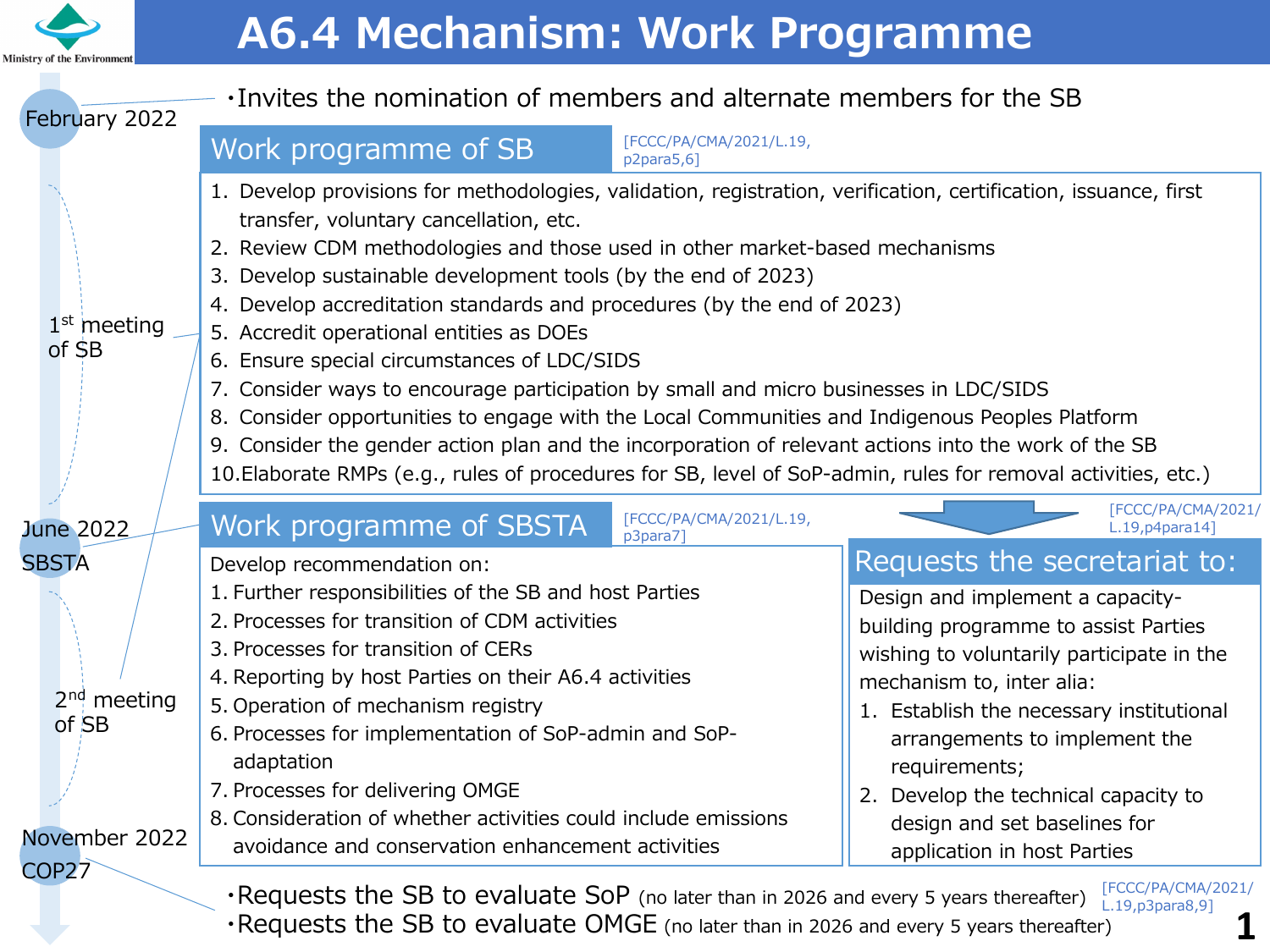# A6.4 Mechanism: Work Programme

Ministry of the Environment

**February 2022**

・Invites the nomination of members and alternate members for the SB

## Work programme of SB

[FCCC/PA/CMA/2021/L.19, p2para5,6]

1st meeting of SB

1. Develop provisions for methodologies, validation, registration, verification, certification, issuance, first transfer, voluntary cancellation, etc.
2. Review CDM methodologies and those used in other market-based mechanisms
3. Develop sustainable development tools (by the end of 2023)
4. Develop accreditation standards and procedures (by the end of 2023)
5. Accredit operational entities as DOEs
6. Ensure special circumstances of LDC/SIDS
7. Consider ways to encourage participation by small and micro businesses in LDC/SIDS
8. Consider opportunities to engage with the Local Communities and Indigenous Peoples Platform
9. Consider the gender action plan and the incorporation of relevant actions into the work of the SB
10. Elaborate RMPs (e.g., rules of procedures for SB, level of SoP-admin, rules for removal activities, etc.)

**June 2022 SBSTA**

## Work programme of SBSTA

[FCCC/PA/CMA/2021/L.19, p3para7]

Develop recommendation on:

1. Further responsibilities of the SB and host Parties
2. Processes for transition of CDM activities
3. Processes for transition of CERs
4. Reporting by host Parties on their A6.4 activities
5. Operation of mechanism registry
6. Processes for implementation of SoP-admin and SoP-adaptation
7. Processes for delivering OMGE
8. Consideration of whether activities could include emissions avoidance and conservation enhancement activities

2nd meeting of SB

## Requests the secretariat to:

[FCCC/PA/CMA/2021/L.19,p4para14]

Design and implement a capacity-building programme to assist Parties wishing to voluntarily participate in the mechanism to, inter alia:

1. Establish the necessary institutional arrangements to implement the requirements;
2. Develop the technical capacity to design and set baselines for application in host Parties

**November 2022 COP27**

・Requests the SB to evaluate SoP (no later than in 2026 and every 5 years thereafter)
・Requests the SB to evaluate OMGE (no later than in 2026 and every 5 years thereafter)

[FCCC/PA/CMA/2021/L.19,p3para8,9]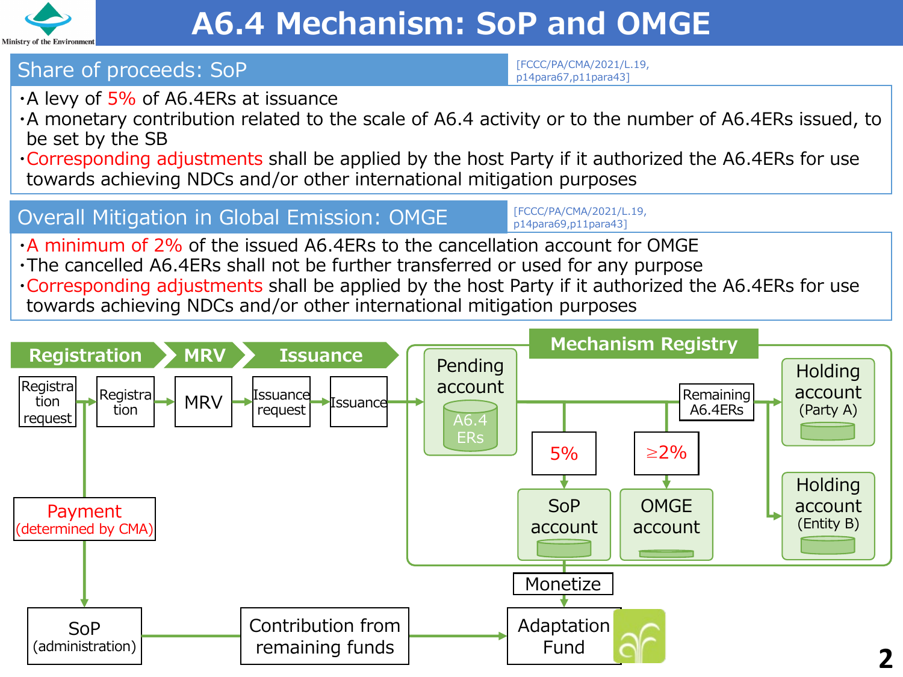# A6.4 Mechanism: SoP and OMGE

## Share of proceeds: SoP

[FCCC/PA/CMA/2021/L.19, p14para67,p11para43]

- A levy of 5% of A6.4ERs at issuance
- A monetary contribution related to the scale of A6.4 activity or to the number of A6.4ERs issued, to be set by the SB
- Corresponding adjustments shall be applied by the host Party if it authorized the A6.4ERs for use towards achieving NDCs and/or other international mitigation purposes

## Overall Mitigation in Global Emission: OMGE

[FCCC/PA/CMA/2021/L.19, p14para69,p11para43]

- A minimum of 2% of the issued A6.4ERs to the cancellation account for OMGE
- The cancelled A6.4ERs shall not be further transferred or used for any purpose
- Corresponding adjustments shall be applied by the host Party if it authorized the A6.4ERs for use towards achieving NDCs and/or other international mitigation purposes

**Registration** → **MRV** → **Issuance**

Registration request → Registration → MRV → Issuance request → Issuance

Registration → Payment (determined by CMA) → SoP (administration) → Contribution from remaining funds → Adaptation Fund

**Mechanism Registry**

- Pending account (A6.4 ERs)
  - 5% → SoP account → Monetize → Adaptation Fund
  - ≥2% → OMGE account
  - Remaining A6.4ERs → Holding account (Party A); Holding account (Entity B)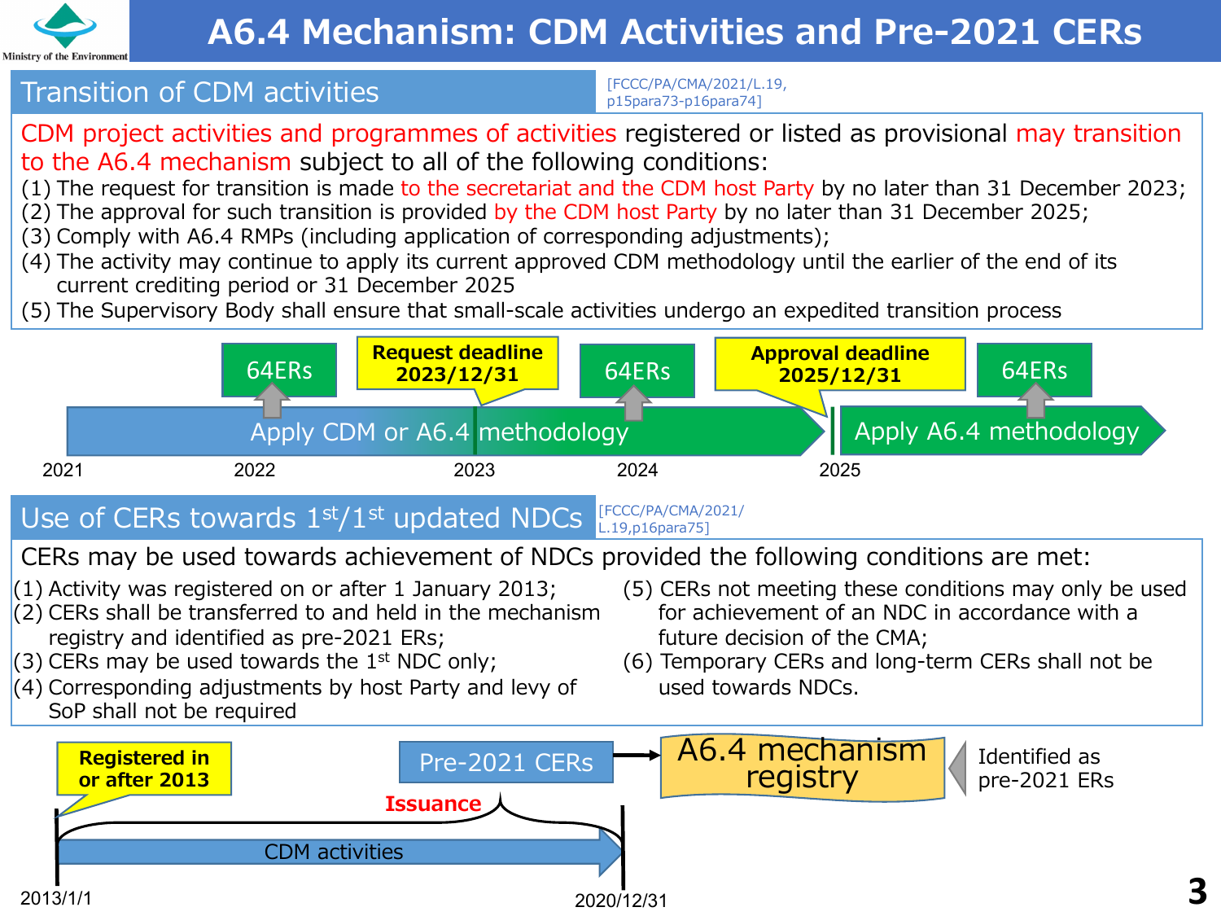# A6.4 Mechanism: CDM Activities and Pre-2021 CERs

## Transition of CDM activities

[FCCC/PA/CMA/2021/L.19, p15para73-p16para74]

CDM project activities and programmes of activities registered or listed as provisional may transition to the A6.4 mechanism subject to all of the following conditions:

(1) The request for transition is made to the secretariat and the CDM host Party by no later than 31 December 2023;
(2) The approval for such transition is provided by the CDM host Party by no later than 31 December 2025;
(3) Comply with A6.4 RMPs (including application of corresponding adjustments);
(4) The activity may continue to apply its current approved CDM methodology until the earlier of the end of its current crediting period or 31 December 2025
(5) The Supervisory Body shall ensure that small-scale activities undergo an expedited transition process

64ERs
Request deadline 2023/12/31
64ERs
Approval deadline 2025/12/31
64ERs
Apply CDM or A6.4 methodology
Apply A6.4 methodology
2021
2022
2023
2024
2025

## Use of CERs towards 1st/1st updated NDCs

[FCCC/PA/CMA/2021/L.19,p16para75]

CERs may be used towards achievement of NDCs provided the following conditions are met:

(1) Activity was registered on or after 1 January 2013;
(2) CERs shall be transferred to and held in the mechanism registry and identified as pre-2021 ERs;
(3) CERs may be used towards the 1st NDC only;
(4) Corresponding adjustments by host Party and levy of SoP shall not be required
(5) CERs not meeting these conditions may only be used for achievement of an NDC in accordance with a future decision of the CMA;
(6) Temporary CERs and long-term CERs shall not be used towards NDCs.

Registered in or after 2013
Pre-2021 CERs
A6.4 mechanism registry
Identified as pre-2021 ERs
Issuance
CDM activities
2013/1/1
2020/12/31